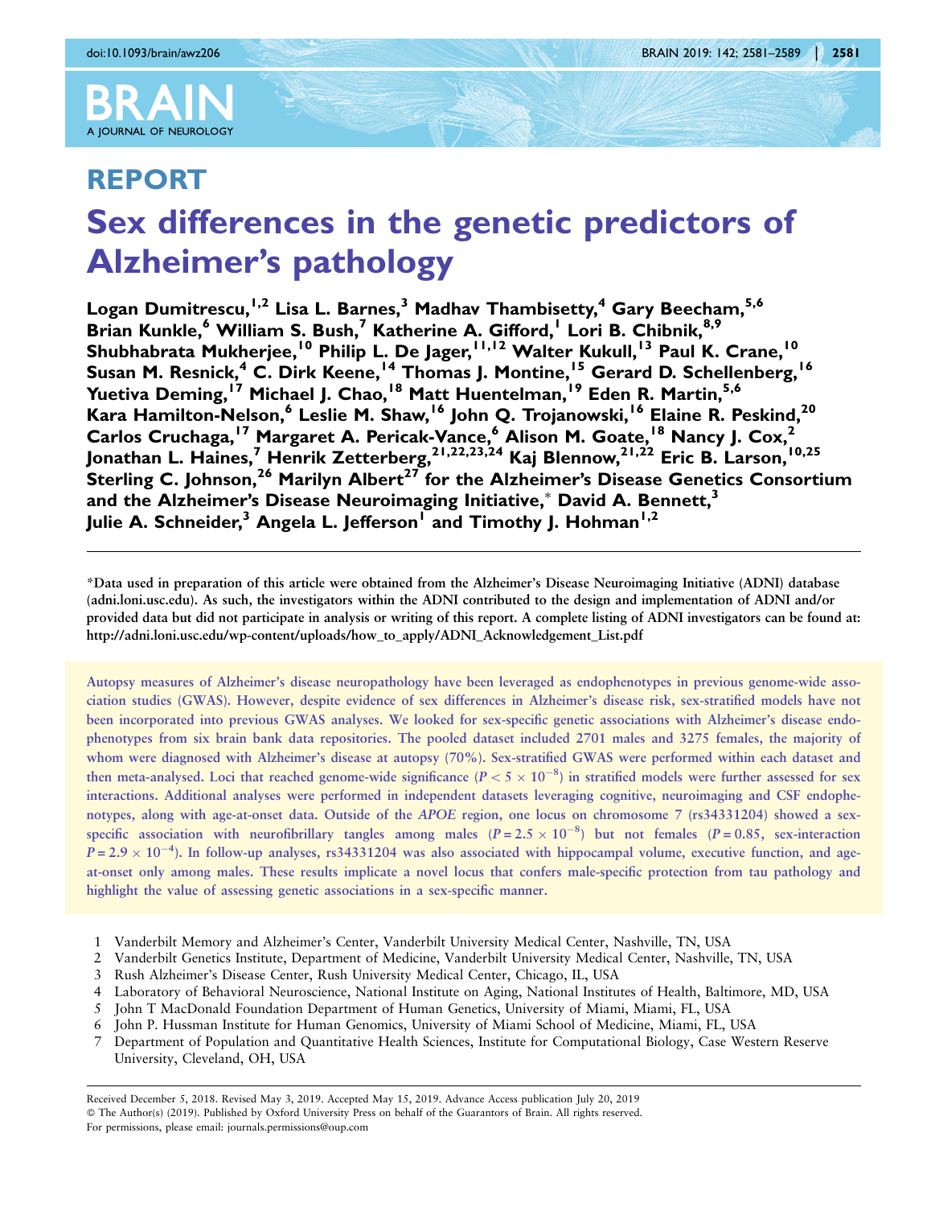# REPORT

# Sex differences in the genetic predictors of Alzheimer's pathology

**Logan Dumitrescu,[1,2] Lisa L. Barnes,[3] Madhav Thambisetty,[4] Gary Beecham,[5,6] Brian Kunkle,[6] William S. Bush,[7] Katherine A. Gifford,[1] Lori B. Chibnik,[8,9] Shubhabrata Mukherjee,[10] Philip L. De Jager,[11,12] Walter Kukull,[13] Paul K. Crane,[10] Susan M. Resnick,[4] C. Dirk Keene,[14] Thomas J. Montine,[15] Gerard D. Schellenberg,[16] Yuetiva Deming,[17] Michael J. Chao,[18] Matt Huentelman,[19] Eden R. Martin,[5,6] Kara Hamilton-Nelson,[6] Leslie M. Shaw,[16] John Q. Trojanowski,[16] Elaine R. Peskind,[20] Carlos Cruchaga,[17] Margaret A. Pericak-Vance,[6] Alison M. Goate,[18] Nancy J. Cox,[2] Jonathan L. Haines,[7] Henrik Zetterberg,[21,22,23,24] Kaj Blennow,[21,22] Eric B. Larson,[10,25] Sterling C. Johnson,[26] Marilyn Albert[27] for the Alzheimer's Disease Genetics Consortium and the Alzheimer's Disease Neuroimaging Initiative,* David A. Bennett,[3] Julie A. Schneider,[3] Angela L. Jefferson[1] and Timothy J. Hohman[1,2]**

*Data used in preparation of this article were obtained from the Alzheimer's Disease Neuroimaging Initiative (ADNI) database (adni.loni.usc.edu). As such, the investigators within the ADNI contributed to the design and implementation of ADNI and/or provided data but did not participate in analysis or writing of this report. A complete listing of ADNI investigators can be found at: http://adni.loni.usc.edu/wp-content/uploads/how_to_apply/ADNI_Acknowledgement_List.pdf

Autopsy measures of Alzheimer's disease neuropathology have been leveraged as endophenotypes in previous genome-wide association studies (GWAS). However, despite evidence of sex differences in Alzheimer's disease risk, sex-stratified models have not been incorporated into previous GWAS analyses. We looked for sex-specific genetic associations with Alzheimer's disease endophenotypes from six brain bank data repositories. The pooled dataset included 2701 males and 3275 females, the majority of whom were diagnosed with Alzheimer's disease at autopsy (70%). Sex-stratified GWAS were performed within each dataset and then meta-analysed. Loci that reached genome-wide significance ($P < 5 \times 10^{-8}$) in stratified models were further assessed for sex interactions. Additional analyses were performed in independent datasets leveraging cognitive, neuroimaging and CSF endophenotypes, along with age-at-onset data. Outside of the *APOE* region, one locus on chromosome 7 (rs34331204) showed a sex-specific association with neurofibrillary tangles among males ($P = 2.5 \times 10^{-8}$) but not females ($P = 0.85$, sex-interaction $P = 2.9 \times 10^{-4}$). In follow-up analyses, rs34331204 was also associated with hippocampal volume, executive function, and age-at-onset only among males. These results implicate a novel locus that confers male-specific protection from tau pathology and highlight the value of assessing genetic associations in a sex-specific manner.

1 Vanderbilt Memory and Alzheimer's Center, Vanderbilt University Medical Center, Nashville, TN, USA
2 Vanderbilt Genetics Institute, Department of Medicine, Vanderbilt University Medical Center, Nashville, TN, USA
3 Rush Alzheimer's Disease Center, Rush University Medical Center, Chicago, IL, USA
4 Laboratory of Behavioral Neuroscience, National Institute on Aging, National Institutes of Health, Baltimore, MD, USA
5 John T MacDonald Foundation Department of Human Genetics, University of Miami, Miami, FL, USA
6 John P. Hussman Institute for Human Genomics, University of Miami School of Medicine, Miami, FL, USA
7 Department of Population and Quantitative Health Sciences, Institute for Computational Biology, Case Western Reserve University, Cleveland, OH, USA

Received December 5, 2018. Revised May 3, 2019. Accepted May 15, 2019. Advance Access publication July 20, 2019
© The Author(s) (2019). Published by Oxford University Press on behalf of the Guarantors of Brain. All rights reserved.
For permissions, please email: journals.permissions@oup.com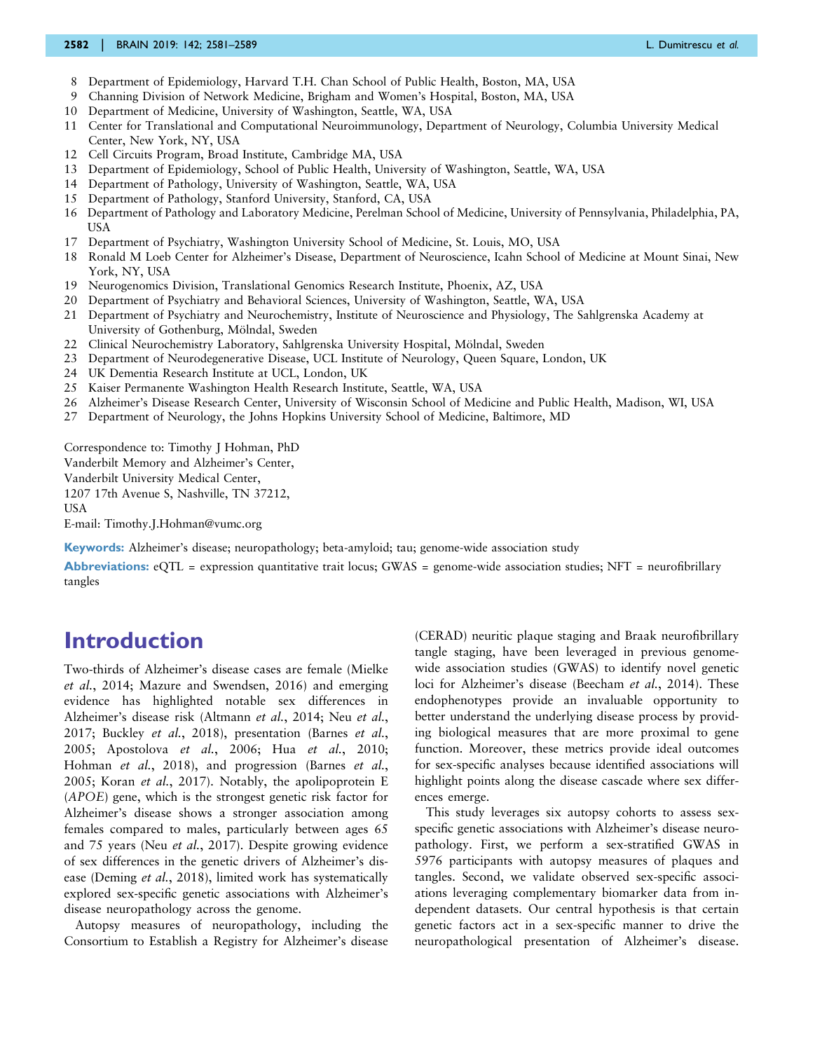8 Department of Epidemiology, Harvard T.H. Chan School of Public Health, Boston, MA, USA
9 Channing Division of Network Medicine, Brigham and Women's Hospital, Boston, MA, USA
10 Department of Medicine, University of Washington, Seattle, WA, USA
11 Center for Translational and Computational Neuroimmunology, Department of Neurology, Columbia University Medical Center, New York, NY, USA
12 Cell Circuits Program, Broad Institute, Cambridge MA, USA
13 Department of Epidemiology, School of Public Health, University of Washington, Seattle, WA, USA
14 Department of Pathology, University of Washington, Seattle, WA, USA
15 Department of Pathology, Stanford University, Stanford, CA, USA
16 Department of Pathology and Laboratory Medicine, Perelman School of Medicine, University of Pennsylvania, Philadelphia, PA, USA
17 Department of Psychiatry, Washington University School of Medicine, St. Louis, MO, USA
18 Ronald M Loeb Center for Alzheimer's Disease, Department of Neuroscience, Icahn School of Medicine at Mount Sinai, New York, NY, USA
19 Neurogenomics Division, Translational Genomics Research Institute, Phoenix, AZ, USA
20 Department of Psychiatry and Behavioral Sciences, University of Washington, Seattle, WA, USA
21 Department of Psychiatry and Neurochemistry, Institute of Neuroscience and Physiology, The Sahlgrenska Academy at University of Gothenburg, Mölndal, Sweden
22 Clinical Neurochemistry Laboratory, Sahlgrenska University Hospital, Mölndal, Sweden
23 Department of Neurodegenerative Disease, UCL Institute of Neurology, Queen Square, London, UK
24 UK Dementia Research Institute at UCL, London, UK
25 Kaiser Permanente Washington Health Research Institute, Seattle, WA, USA
26 Alzheimer's Disease Research Center, University of Wisconsin School of Medicine and Public Health, Madison, WI, USA
27 Department of Neurology, the Johns Hopkins University School of Medicine, Baltimore, MD

Correspondence to: Timothy J Hohman, PhD
Vanderbilt Memory and Alzheimer's Center,
Vanderbilt University Medical Center,
1207 17th Avenue S, Nashville, TN 37212,
USA
E-mail: Timothy.J.Hohman@vumc.org

**Keywords:** Alzheimer's disease; neuropathology; beta-amyloid; tau; genome-wide association study

**Abbreviations:** eQTL = expression quantitative trait locus; GWAS = genome-wide association studies; NFT = neurofibrillary tangles

# Introduction

Two-thirds of Alzheimer's disease cases are female (Mielke *et al.*, 2014; Mazure and Swendsen, 2016) and emerging evidence has highlighted notable sex differences in Alzheimer's disease risk (Altmann *et al.*, 2014; Neu *et al.*, 2017; Buckley *et al.*, 2018), presentation (Barnes *et al.*, 2005; Apostolova *et al.*, 2006; Hua *et al.*, 2010; Hohman *et al.*, 2018), and progression (Barnes *et al.*, 2005; Koran *et al.*, 2017). Notably, the apolipoprotein E (*APOE*) gene, which is the strongest genetic risk factor for Alzheimer's disease shows a stronger association among females compared to males, particularly between ages 65 and 75 years (Neu *et al.*, 2017). Despite growing evidence of sex differences in the genetic drivers of Alzheimer's disease (Deming *et al.*, 2018), limited work has systematically explored sex-specific genetic associations with Alzheimer's disease neuropathology across the genome.

Autopsy measures of neuropathology, including the Consortium to Establish a Registry for Alzheimer's disease (CERAD) neuritic plaque staging and Braak neurofibrillary tangle staging, have been leveraged in previous genome-wide association studies (GWAS) to identify novel genetic loci for Alzheimer's disease (Beecham *et al.*, 2014). These endophenotypes provide an invaluable opportunity to better understand the underlying disease process by providing biological measures that are more proximal to gene function. Moreover, these metrics provide ideal outcomes for sex-specific analyses because identified associations will highlight points along the disease cascade where sex differences emerge.

This study leverages six autopsy cohorts to assess sex-specific genetic associations with Alzheimer's disease neuropathology. First, we perform a sex-stratified GWAS in 5976 participants with autopsy measures of plaques and tangles. Second, we validate observed sex-specific associations leveraging complementary biomarker data from independent datasets. Our central hypothesis is that certain genetic factors act in a sex-specific manner to drive the neuropathological presentation of Alzheimer's disease.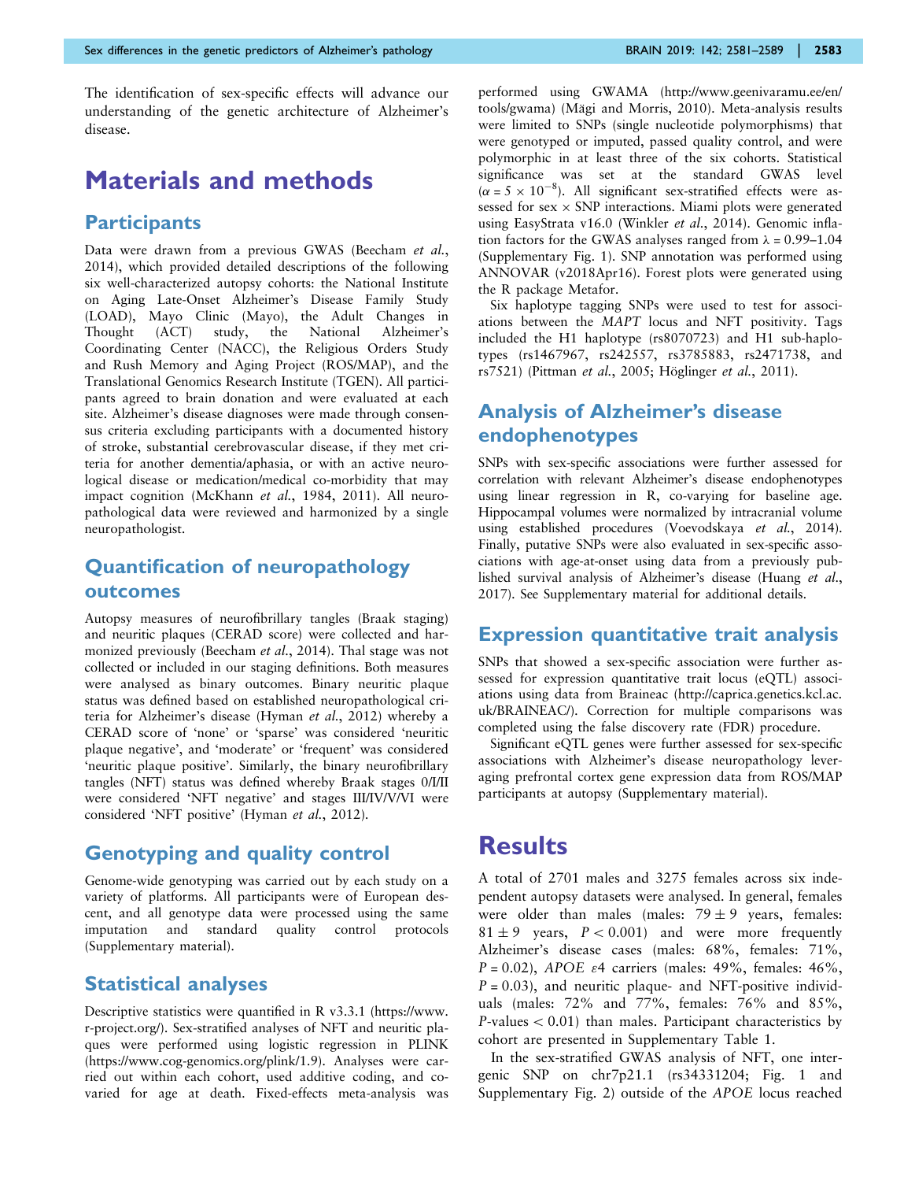The identification of sex-specific effects will advance our understanding of the genetic architecture of Alzheimer's disease.

# Materials and methods

## Participants

Data were drawn from a previous GWAS (Beecham *et al.*, 2014), which provided detailed descriptions of the following six well-characterized autopsy cohorts: the National Institute on Aging Late-Onset Alzheimer's Disease Family Study (LOAD), Mayo Clinic (Mayo), the Adult Changes in Thought (ACT) study, the National Alzheimer's Coordinating Center (NACC), the Religious Orders Study and Rush Memory and Aging Project (ROS/MAP), and the Translational Genomics Research Institute (TGEN). All participants agreed to brain donation and were evaluated at each site. Alzheimer's disease diagnoses were made through consensus criteria excluding participants with a documented history of stroke, substantial cerebrovascular disease, if they met criteria for another dementia/aphasia, or with an active neurological disease or medication/medical co-morbidity that may impact cognition (McKhann *et al.*, 1984, 2011). All neuropathological data were reviewed and harmonized by a single neuropathologist.

## Quantification of neuropathology outcomes

Autopsy measures of neurofibrillary tangles (Braak staging) and neuritic plaques (CERAD score) were collected and harmonized previously (Beecham *et al.*, 2014). Thal stage was not collected or included in our staging definitions. Both measures were analysed as binary outcomes. Binary neuritic plaque status was defined based on established neuropathological criteria for Alzheimer's disease (Hyman *et al.*, 2012) whereby a CERAD score of 'none' or 'sparse' was considered 'neuritic plaque negative', and 'moderate' or 'frequent' was considered 'neuritic plaque positive'. Similarly, the binary neurofibrillary tangles (NFT) status was defined whereby Braak stages 0/I/II were considered 'NFT negative' and stages III/IV/V/VI were considered 'NFT positive' (Hyman *et al.*, 2012).

## Genotyping and quality control

Genome-wide genotyping was carried out by each study on a variety of platforms. All participants were of European descent, and all genotype data were processed using the same imputation and standard quality control protocols (Supplementary material).

## Statistical analyses

Descriptive statistics were quantified in R v3.3.1 (https://www.r-project.org/). Sex-stratified analyses of NFT and neuritic plaques were performed using logistic regression in PLINK (https://www.cog-genomics.org/plink/1.9). Analyses were carried out within each cohort, used additive coding, and covaried for age at death. Fixed-effects meta-analysis was performed using GWAMA (http://www.geenivaramu.ee/en/tools/gwama) (Mägi and Morris, 2010). Meta-analysis results were limited to SNPs (single nucleotide polymorphisms) that were genotyped or imputed, passed quality control, and were polymorphic in at least three of the six cohorts. Statistical significance was set at the standard GWAS level ($\alpha = 5 \times 10^{-8}$). All significant sex-stratified effects were assessed for sex × SNP interactions. Miami plots were generated using EasyStrata v16.0 (Winkler *et al.*, 2014). Genomic inflation factors for the GWAS analyses ranged from $\lambda = 0.99$–$1.04$ (Supplementary Fig. 1). SNP annotation was performed using ANNOVAR (v2018Apr16). Forest plots were generated using the R package Metafor.

Six haplotype tagging SNPs were used to test for associations between the *MAPT* locus and NFT positivity. Tags included the H1 haplotype (rs8070723) and H1 sub-haplotypes (rs1467967, rs242557, rs3785883, rs2471738, and rs7521) (Pittman *et al.*, 2005; Höglinger *et al.*, 2011).

## Analysis of Alzheimer's disease endophenotypes

SNPs with sex-specific associations were further assessed for correlation with relevant Alzheimer's disease endophenotypes using linear regression in R, co-varying for baseline age. Hippocampal volumes were normalized by intracranial volume using established procedures (Voevodskaya *et al.*, 2014). Finally, putative SNPs were also evaluated in sex-specific associations with age-at-onset using data from a previously published survival analysis of Alzheimer's disease (Huang *et al.*, 2017). See Supplementary material for additional details.

## Expression quantitative trait analysis

SNPs that showed a sex-specific association were further assessed for expression quantitative trait locus (eQTL) associations using data from Braineac (http://caprica.genetics.kcl.ac.uk/BRAINEAC/). Correction for multiple comparisons was completed using the false discovery rate (FDR) procedure.

Significant eQTL genes were further assessed for sex-specific associations with Alzheimer's disease neuropathology leveraging prefrontal cortex gene expression data from ROS/MAP participants at autopsy (Supplementary material).

# Results

A total of 2701 males and 3275 females across six independent autopsy datasets were analysed. In general, females were older than males (males: $79 \pm 9$ years, females: $81 \pm 9$ years, $P < 0.001$) and were more frequently Alzheimer's disease cases (males: 68%, females: 71%, $P = 0.02$), *APOE* ε4 carriers (males: 49%, females: 46%, $P = 0.03$), and neuritic plaque- and NFT-positive individuals (males: 72% and 77%, females: 76% and 85%, $P$-values $< 0.01$) than males. Participant characteristics by cohort are presented in Supplementary Table 1.

In the sex-stratified GWAS analysis of NFT, one intergenic SNP on chr7p21.1 (rs34331204; Fig. 1 and Supplementary Fig. 2) outside of the *APOE* locus reached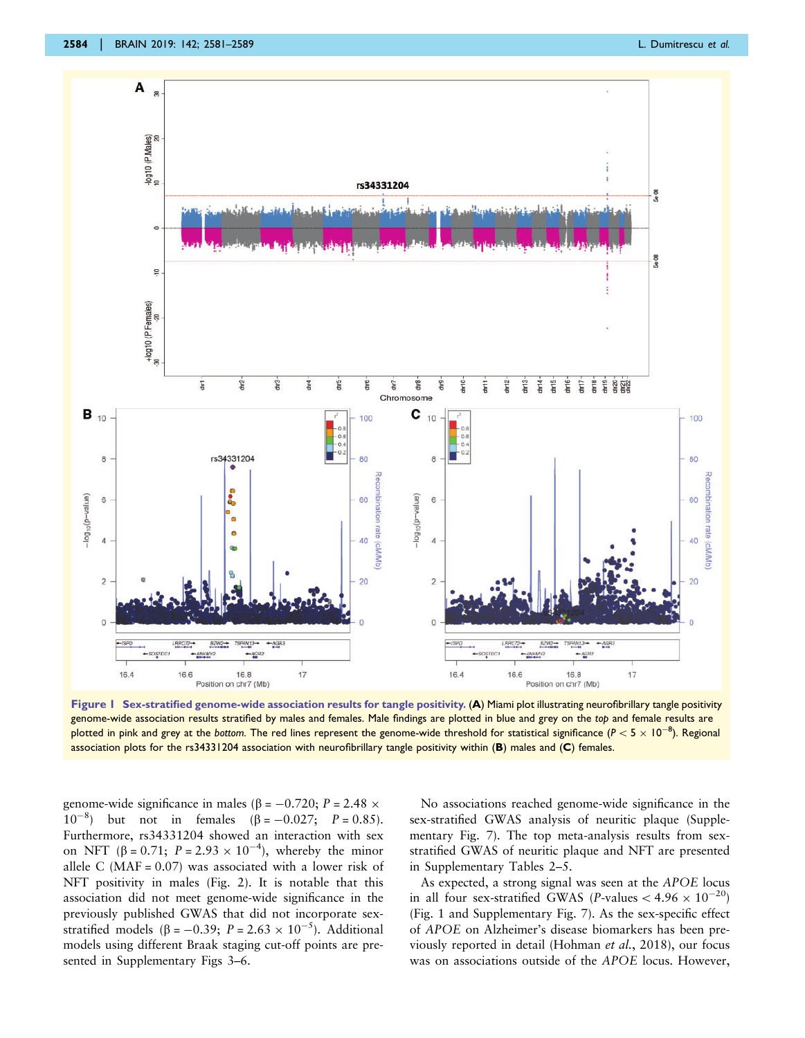Figure 1 Sex-stratified genome-wide association results for tangle positivity. (A) Miami plot illustrating neurofibrillary tangle positivity genome-wide association results stratified by males and females. Male findings are plotted in blue and grey on the *top* and female results are plotted in pink and grey at the *bottom*. The red lines represent the genome-wide threshold for statistical significance ($P < 5 \times 10^{-8}$). Regional association plots for the rs34331204 association with neurofibrillary tangle positivity within (B) males and (C) females.

genome-wide significance in males ($\beta = -0.720$; $P = 2.48 \times 10^{-8}$) but not in females ($\beta = -0.027$; $P = 0.85$). Furthermore, rs34331204 showed an interaction with sex on NFT ($\beta = 0.71$; $P = 2.93 \times 10^{-4}$), whereby the minor allele C (MAF = 0.07) was associated with a lower risk of NFT positivity in males (Fig. 2). It is notable that this association did not meet genome-wide significance in the previously published GWAS that did not incorporate sex-stratified models ($\beta = -0.39$; $P = 2.63 \times 10^{-5}$). Additional models using different Braak staging cut-off points are presented in Supplementary Figs 3–6.

No associations reached genome-wide significance in the sex-stratified GWAS analysis of neuritic plaque (Supplementary Fig. 7). The top meta-analysis results from sex-stratified GWAS of neuritic plaque and NFT are presented in Supplementary Tables 2–5.

As expected, a strong signal was seen at the *APOE* locus in all four sex-stratified GWAS ($P$-values $< 4.96 \times 10^{-20}$) (Fig. 1 and Supplementary Fig. 7). As the sex-specific effect of *APOE* on Alzheimer's disease biomarkers has been previously reported in detail (Hohman *et al.*, 2018), our focus was on associations outside of the *APOE* locus. However,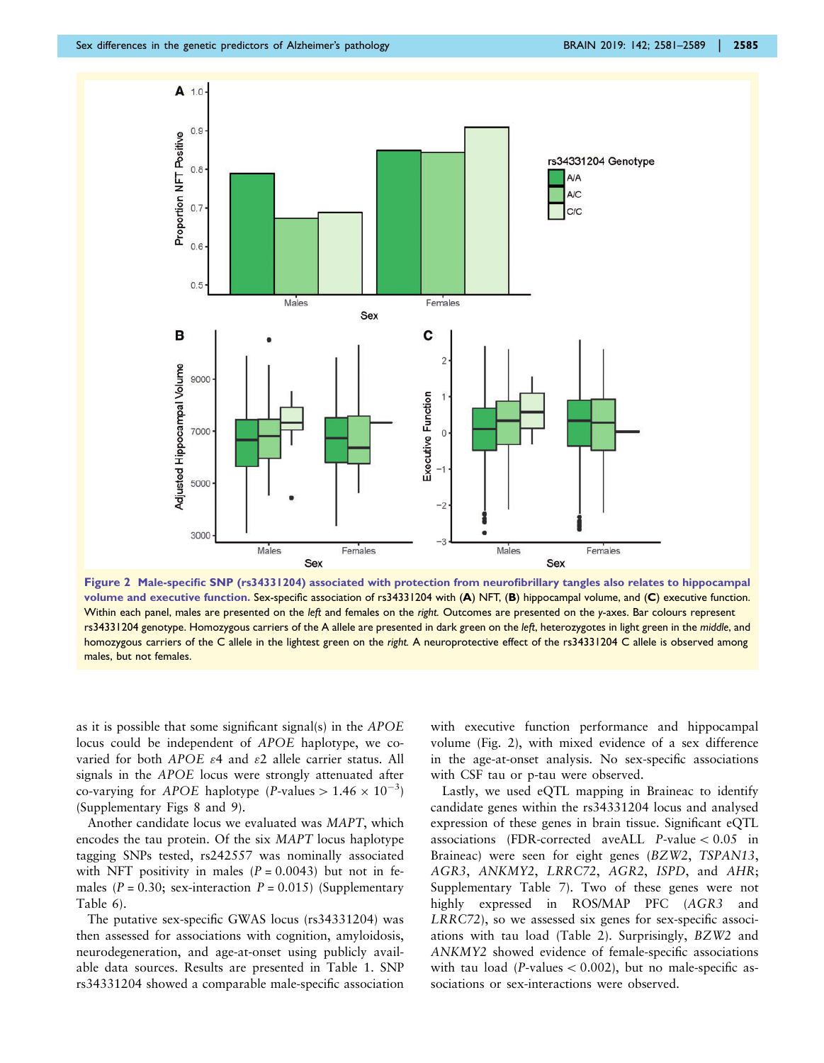**Figure 2 Male-specific SNP (rs34331204) associated with protection from neurofibrillary tangles also relates to hippocampal volume and executive function.** Sex-specific association of rs34331204 with (**A**) NFT, (**B**) hippocampal volume, and (**C**) executive function. Within each panel, males are presented on the *left* and females on the *right*. Outcomes are presented on the *y*-axes. Bar colours represent rs34331204 genotype. Homozygous carriers of the A allele are presented in dark green on the *left*, heterozygotes in light green in the *middle*, and homozygous carriers of the C allele in the lightest green on the *right*. A neuroprotective effect of the rs34331204 C allele is observed among males, but not females.

as it is possible that some significant signal(s) in the *APOE* locus could be independent of *APOE* haplotype, we co-varied for both *APOE* $\varepsilon4$ and $\varepsilon2$ allele carrier status. All signals in the *APOE* locus were strongly attenuated after co-varying for *APOE* haplotype ($P$-values $> 1.46 \times 10^{-3}$) (Supplementary Figs 8 and 9).

Another candidate locus we evaluated was *MAPT*, which encodes the tau protein. Of the six *MAPT* locus haplotype tagging SNPs tested, rs242557 was nominally associated with NFT positivity in males ($P = 0.0043$) but not in females ($P = 0.30$; sex-interaction $P = 0.015$) (Supplementary Table 6).

The putative sex-specific GWAS locus (rs34331204) was then assessed for associations with cognition, amyloidosis, neurodegeneration, and age-at-onset using publicly available data sources. Results are presented in Table 1. SNP rs34331204 showed a comparable male-specific association with executive function performance and hippocampal volume (Fig. 2), with mixed evidence of a sex difference in the age-at-onset analysis. No sex-specific associations with CSF tau or p-tau were observed.

Lastly, we used eQTL mapping in Braineac to identify candidate genes within the rs34331204 locus and analysed expression of these genes in brain tissue. Significant eQTL associations (FDR-corrected aveALL $P$-value $< 0.05$ in Braineac) were seen for eight genes (*BZW2*, *TSPAN13*, *AGR3*, *ANKMY2*, *LRRC72*, *AGR2*, *ISPD*, and *AHR*; Supplementary Table 7). Two of these genes were not highly expressed in ROS/MAP PFC (*AGR3* and *LRRC72*), so we assessed six genes for sex-specific associations with tau load (Table 2). Surprisingly, *BZW2* and *ANKMY2* showed evidence of female-specific associations with tau load ($P$-values $< 0.002$), but no male-specific associations or sex-interactions were observed.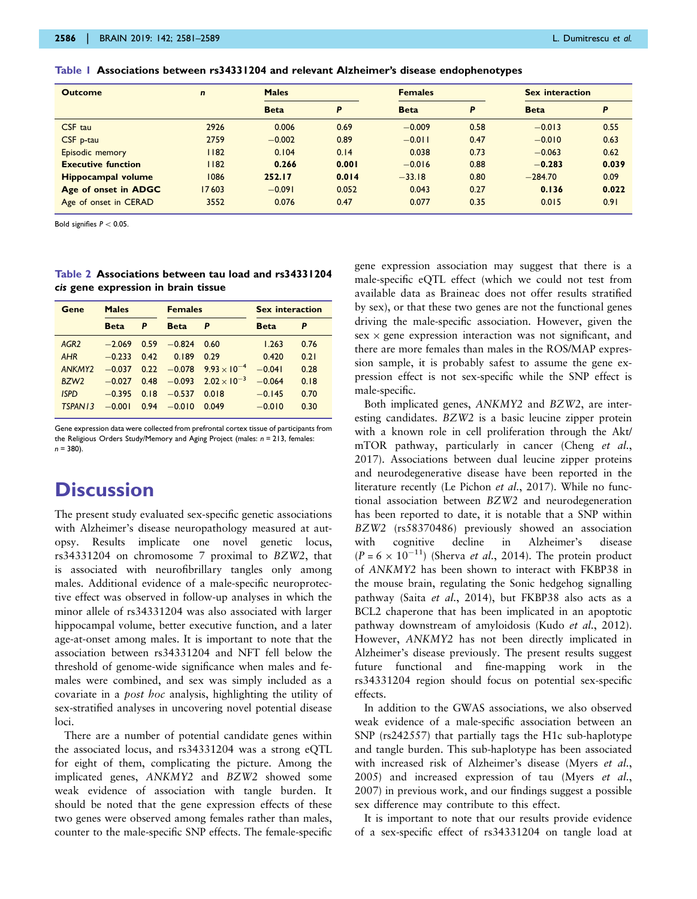**Table 1 Associations between rs34331204 and relevant Alzheimer's disease endophenotypes**

| Outcome | n | Males | | Females | | Sex interaction | |
|---|---|---|---|---|---|---|---|
| | | Beta | P | Beta | P | Beta | P |
| CSF tau | 2926 | 0.006 | 0.69 | −0.009 | 0.58 | −0.013 | 0.55 |
| CSF p-tau | 2759 | −0.002 | 0.89 | −0.011 | 0.47 | −0.010 | 0.63 |
| Episodic memory | 1182 | 0.104 | 0.14 | 0.038 | 0.73 | −0.063 | 0.62 |
| **Executive function** | 1182 | **0.266** | **0.001** | −0.016 | 0.88 | **−0.283** | **0.039** |
| **Hippocampal volume** | 1086 | **252.17** | **0.014** | −33.18 | 0.80 | −284.70 | 0.09 |
| **Age of onset in ADGC** | 17 603 | −0.091 | 0.052 | 0.043 | 0.27 | **0.136** | **0.022** |
| Age of onset in CERAD | 3552 | 0.076 | 0.47 | 0.077 | 0.35 | 0.015 | 0.91 |

Bold signifies $P < 0.05$.

**Table 2 Associations between tau load and rs34331204 *cis* gene expression in brain tissue**

| Gene | Males | | Females | | Sex interaction | |
|---|---|---|---|---|---|---|
| | Beta | P | Beta | P | Beta | P |
| *AGR2* | −2.069 | 0.59 | −0.824 | 0.60 | 1.263 | 0.76 |
| *AHR* | −0.233 | 0.42 | 0.189 | 0.29 | 0.420 | 0.21 |
| *ANKMY2* | −0.037 | 0.22 | −0.078 | $9.93 \times 10^{-4}$ | −0.041 | 0.28 |
| *BZW2* | −0.027 | 0.48 | −0.093 | $2.02 \times 10^{-3}$ | −0.064 | 0.18 |
| *ISPD* | −0.395 | 0.18 | −0.537 | 0.018 | −0.145 | 0.70 |
| *TSPAN13* | −0.001 | 0.94 | −0.010 | 0.049 | −0.010 | 0.30 |

Gene expression data were collected from prefrontal cortex tissue of participants from the Religious Orders Study/Memory and Aging Project (males: n = 213, females: n = 380).

# Discussion

The present study evaluated sex-specific genetic associations with Alzheimer's disease neuropathology measured at autopsy. Results implicate one novel genetic locus, rs34331204 on chromosome 7 proximal to *BZW2*, that is associated with neurofibrillary tangles only among males. Additional evidence of a male-specific neuroprotective effect was observed in follow-up analyses in which the minor allele of rs34331204 was also associated with larger hippocampal volume, better executive function, and a later age-at-onset among males. It is important to note that the association between rs34331204 and NFT fell below the threshold of genome-wide significance when males and females were combined, and sex was simply included as a covariate in a *post hoc* analysis, highlighting the utility of sex-stratified analyses in uncovering novel potential disease loci.

There are a number of potential candidate genes within the associated locus, and rs34331204 was a strong eQTL for eight of them, complicating the picture. Among the implicated genes, *ANKMY2* and *BZW2* showed some weak evidence of association with tangle burden. It should be noted that the gene expression effects of these two genes were observed among females rather than males, counter to the male-specific SNP effects. The female-specific gene expression association may suggest that there is a male-specific eQTL effect (which we could not test from available data as Braineac does not offer results stratified by sex), or that these two genes are not the functional genes driving the male-specific association. However, given the sex × gene expression interaction was not significant, and there are more females than males in the ROS/MAP expression sample, it is probably safest to assume the gene expression effect is not sex-specific while the SNP effect is male-specific.

Both implicated genes, *ANKMY2* and *BZW2*, are interesting candidates. *BZW2* is a basic leucine zipper protein with a known role in cell proliferation through the Akt/mTOR pathway, particularly in cancer (Cheng *et al.*, 2017). Associations between dual leucine zipper proteins and neurodegenerative disease have been reported in the literature recently (Le Pichon *et al.*, 2017). While no functional association between *BZW2* and neurodegeneration has been reported to date, it is notable that a SNP within *BZW2* (rs58370486) previously showed an association with cognitive decline in Alzheimer's disease ($P = 6 \times 10^{-11}$) (Sherva *et al.*, 2014). The protein product of *ANKMY2* has been shown to interact with FKBP38 in the mouse brain, regulating the Sonic hedgehog signalling pathway (Saita *et al.*, 2014), but FKBP38 also acts as a BCL2 chaperone that has been implicated in an apoptotic pathway downstream of amyloidosis (Kudo *et al.*, 2012). However, *ANKMY2* has not been directly implicated in Alzheimer's disease previously. The present results suggest future functional and fine-mapping work in the rs34331204 region should focus on potential sex-specific effects.

In addition to the GWAS associations, we also observed weak evidence of a male-specific association between an SNP (rs242557) that partially tags the H1c sub-haplotype and tangle burden. This sub-haplotype has been associated with increased risk of Alzheimer's disease (Myers *et al.*, 2005) and increased expression of tau (Myers *et al.*, 2007) in previous work, and our findings suggest a possible sex difference may contribute to this effect.

It is important to note that our results provide evidence of a sex-specific effect of rs34331204 on tangle load at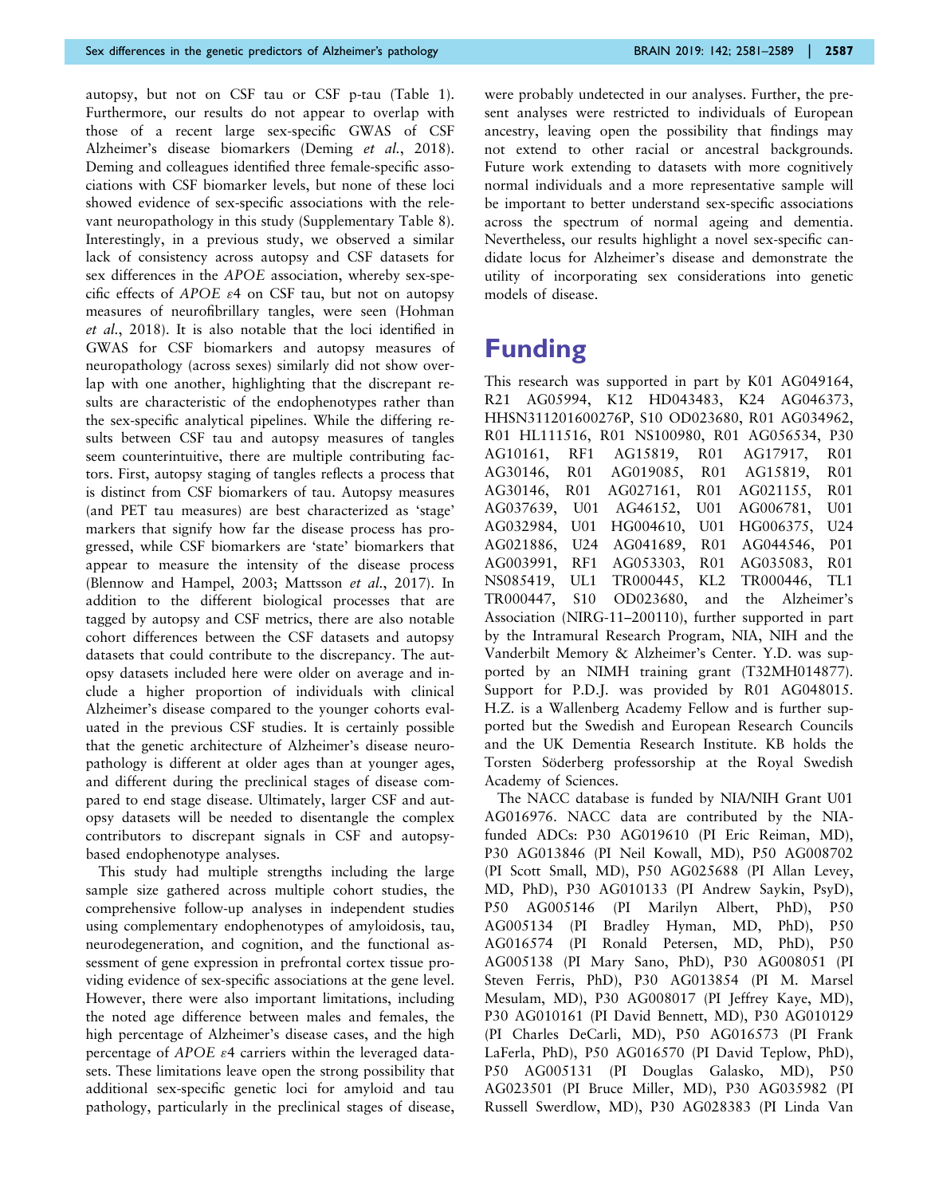autopsy, but not on CSF tau or CSF p-tau (Table 1). Furthermore, our results do not appear to overlap with those of a recent large sex-specific GWAS of CSF Alzheimer's disease biomarkers (Deming *et al.*, 2018). Deming and colleagues identified three female-specific associations with CSF biomarker levels, but none of these loci showed evidence of sex-specific associations with the relevant neuropathology in this study (Supplementary Table 8). Interestingly, in a previous study, we observed a similar lack of consistency across autopsy and CSF datasets for sex differences in the *APOE* association, whereby sex-specific effects of *APOE* $\varepsilon 4$ on CSF tau, but not on autopsy measures of neurofibrillary tangles, were seen (Hohman *et al.*, 2018). It is also notable that the loci identified in GWAS for CSF biomarkers and autopsy measures of neuropathology (across sexes) similarly did not show overlap with one another, highlighting that the discrepant results are characteristic of the endophenotypes rather than the sex-specific analytical pipelines. While the differing results between CSF tau and autopsy measures of tangles seem counterintuitive, there are multiple contributing factors. First, autopsy staging of tangles reflects a process that is distinct from CSF biomarkers of tau. Autopsy measures (and PET tau measures) are best characterized as 'stage' markers that signify how far the disease process has progressed, while CSF biomarkers are 'state' biomarkers that appear to measure the intensity of the disease process (Blennow and Hampel, 2003; Mattsson *et al.*, 2017). In addition to the different biological processes that are tagged by autopsy and CSF metrics, there are also notable cohort differences between the CSF datasets and autopsy datasets that could contribute to the discrepancy. The autopsy datasets included here were older on average and include a higher proportion of individuals with clinical Alzheimer's disease compared to the younger cohorts evaluated in the previous CSF studies. It is certainly possible that the genetic architecture of Alzheimer's disease neuropathology is different at older ages than at younger ages, and different during the preclinical stages of disease compared to end stage disease. Ultimately, larger CSF and autopsy datasets will be needed to disentangle the complex contributors to discrepant signals in CSF and autopsy-based endophenotype analyses.

This study had multiple strengths including the large sample size gathered across multiple cohort studies, the comprehensive follow-up analyses in independent studies using complementary endophenotypes of amyloidosis, tau, neurodegeneration, and cognition, and the functional assessment of gene expression in prefrontal cortex tissue providing evidence of sex-specific associations at the gene level. However, there were also important limitations, including the noted age difference between males and females, the high percentage of Alzheimer's disease cases, and the high percentage of *APOE* $\varepsilon 4$ carriers within the leveraged datasets. These limitations leave open the strong possibility that additional sex-specific genetic loci for amyloid and tau pathology, particularly in the preclinical stages of disease, were probably undetected in our analyses. Further, the present analyses were restricted to individuals of European ancestry, leaving open the possibility that findings may not extend to other racial or ancestral backgrounds. Future work extending to datasets with more cognitively normal individuals and a more representative sample will be important to better understand sex-specific associations across the spectrum of normal ageing and dementia. Nevertheless, our results highlight a novel sex-specific candidate locus for Alzheimer's disease and demonstrate the utility of incorporating sex considerations into genetic models of disease.

# Funding

This research was supported in part by K01 AG049164, R21 AG05994, K12 HD043483, K24 AG046373, HHSN311201600276P, S10 OD023680, R01 AG034962, R01 HL111516, R01 NS100980, R01 AG056534, P30 AG10161, RF1 AG15819, R01 AG17917, R01 AG30146, R01 AG019085, R01 AG15819, R01 AG30146, R01 AG027161, R01 AG021155, R01 AG037639, U01 AG46152, U01 AG006781, U01 AG032984, U01 HG004610, U01 HG006375, U24 AG021886, U24 AG041689, R01 AG044546, P01 AG003991, RF1 AG053303, R01 AG035083, R01 NS085419, UL1 TR000445, KL2 TR000446, TL1 TR000447, S10 OD023680, and the Alzheimer's Association (NIRG-11–200110), further supported in part by the Intramural Research Program, NIA, NIH and the Vanderbilt Memory & Alzheimer's Center. Y.D. was supported by an NIMH training grant (T32MH014877). Support for P.D.J. was provided by R01 AG048015. H.Z. is a Wallenberg Academy Fellow and is further supported but the Swedish and European Research Councils and the UK Dementia Research Institute. KB holds the Torsten Söderberg professorship at the Royal Swedish Academy of Sciences.

The NACC database is funded by NIA/NIH Grant U01 AG016976. NACC data are contributed by the NIA-funded ADCs: P30 AG019610 (PI Eric Reiman, MD), P30 AG013846 (PI Neil Kowall, MD), P50 AG008702 (PI Scott Small, MD), P50 AG025688 (PI Allan Levey, MD, PhD), P30 AG010133 (PI Andrew Saykin, PsyD), P50 AG005146 (PI Marilyn Albert, PhD), P50 AG005134 (PI Bradley Hyman, MD, PhD), P50 AG016574 (PI Ronald Petersen, MD, PhD), P50 AG005138 (PI Mary Sano, PhD), P30 AG008051 (PI Steven Ferris, PhD), P30 AG013854 (PI M. Marsel Mesulam, MD), P30 AG008017 (PI Jeffrey Kaye, MD), P30 AG010161 (PI David Bennett, MD), P30 AG010129 (PI Charles DeCarli, MD), P50 AG016573 (PI Frank LaFerla, PhD), P50 AG016570 (PI David Teplow, PhD), P50 AG005131 (PI Douglas Galasko, MD), P50 AG023501 (PI Bruce Miller, MD), P30 AG035982 (PI Russell Swerdlow, MD), P30 AG028383 (PI Linda Van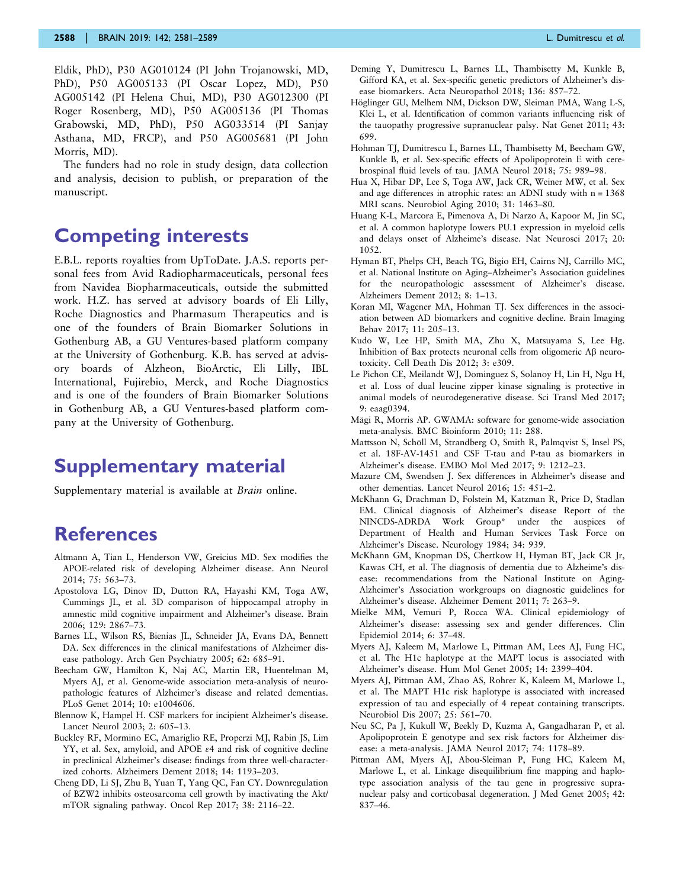Eldik, PhD), P30 AG010124 (PI John Trojanowski, MD, PhD), P50 AG005133 (PI Oscar Lopez, MD), P50 AG005142 (PI Helena Chui, MD), P30 AG012300 (PI Roger Rosenberg, MD), P50 AG005136 (PI Thomas Grabowski, MD, PhD), P50 AG033514 (PI Sanjay Asthana, MD, FRCP), and P50 AG005681 (PI John Morris, MD).

The funders had no role in study design, data collection and analysis, decision to publish, or preparation of the manuscript.

# Competing interests

E.B.L. reports royalties from UpToDate. J.A.S. reports personal fees from Avid Radiopharmaceuticals, personal fees from Navidea Biopharmaceuticals, outside the submitted work. H.Z. has served at advisory boards of Eli Lilly, Roche Diagnostics and Pharmasum Therapeutics and is one of the founders of Brain Biomarker Solutions in Gothenburg AB, a GU Ventures-based platform company at the University of Gothenburg. K.B. has served at advisory boards of Alzheon, BioArctic, Eli Lilly, IBL International, Fujirebio, Merck, and Roche Diagnostics and is one of the founders of Brain Biomarker Solutions in Gothenburg AB, a GU Ventures-based platform company at the University of Gothenburg.

# Supplementary material

Supplementary material is available at *Brain* online.

# References

Altmann A, Tian L, Henderson VW, Greicius MD. Sex modifies the APOE-related risk of developing Alzheimer disease. Ann Neurol 2014; 75: 563–73.

Apostolova LG, Dinov ID, Dutton RA, Hayashi KM, Toga AW, Cummings JL, et al. 3D comparison of hippocampal atrophy in amnestic mild cognitive impairment and Alzheimer's disease. Brain 2006; 129: 2867–73.

Barnes LL, Wilson RS, Bienias JL, Schneider JA, Evans DA, Bennett DA. Sex differences in the clinical manifestations of Alzheimer disease pathology. Arch Gen Psychiatry 2005; 62: 685–91.

Beecham GW, Hamilton K, Naj AC, Martin ER, Huentelman M, Myers AJ, et al. Genome-wide association meta-analysis of neuropathologic features of Alzheimer's disease and related dementias. PLoS Genet 2014; 10: e1004606.

Blennow K, Hampel H. CSF markers for incipient Alzheimer's disease. Lancet Neurol 2003; 2: 605–13.

Buckley RF, Mormino EC, Amariglio RE, Properzi MJ, Rabin JS, Lim YY, et al. Sex, amyloid, and APOE ε4 and risk of cognitive decline in preclinical Alzheimer's disease: findings from three well-characterized cohorts. Alzheimers Dement 2018; 14: 1193–203.

Cheng DD, Li SJ, Zhu B, Yuan T, Yang QC, Fan CY. Downregulation of BZW2 inhibits osteosarcoma cell growth by inactivating the Akt/mTOR signaling pathway. Oncol Rep 2017; 38: 2116–22.

Deming Y, Dumitrescu L, Barnes LL, Thambisetty M, Kunkle B, Gifford KA, et al. Sex-specific genetic predictors of Alzheimer's disease biomarkers. Acta Neuropathol 2018; 136: 857–72.

Höglinger GU, Melhem NM, Dickson DW, Sleiman PMA, Wang L-S, Klei L, et al. Identification of common variants influencing risk of the tauopathy progressive supranuclear palsy. Nat Genet 2011; 43: 699.

Hohman TJ, Dumitrescu L, Barnes LL, Thambisetty M, Beecham GW, Kunkle B, et al. Sex-specific effects of Apolipoprotein E with cerebrospinal fluid levels of tau. JAMA Neurol 2018; 75: 989–98.

Hua X, Hibar DP, Lee S, Toga AW, Jack CR, Weiner MW, et al. Sex and age differences in atrophic rates: an ADNI study with n = 1368 MRI scans. Neurobiol Aging 2010; 31: 1463–80.

Huang K-L, Marcora E, Pimenova A, Di Narzo A, Kapoor M, Jin SC, et al. A common haplotype lowers PU.1 expression in myeloid cells and delays onset of Alzheime's disease. Nat Neurosci 2017; 20: 1052.

Hyman BT, Phelps CH, Beach TG, Bigio EH, Cairns NJ, Carrillo MC, et al. National Institute on Aging–Alzheimer's Association guidelines for the neuropathologic assessment of Alzheimer's disease. Alzheimers Dement 2012; 8: 1–13.

Koran MI, Wagener MA, Hohman TJ. Sex differences in the association between AD biomarkers and cognitive decline. Brain Imaging Behav 2017; 11: 205–13.

Kudo W, Lee HP, Smith MA, Zhu X, Matsuyama S, Lee Hg. Inhibition of Bax protects neuronal cells from oligomeric Aβ neurotoxicity. Cell Death Dis 2012; 3: e309.

Le Pichon CE, Meilandt WJ, Dominguez S, Solanoy H, Lin H, Ngu H, et al. Loss of dual leucine zipper kinase signaling is protective in animal models of neurodegenerative disease. Sci Transl Med 2017; 9: eaag0394.

Mägi R, Morris AP. GWAMA: software for genome-wide association meta-analysis. BMC Bioinform 2010; 11: 288.

Mattsson N, Schöll M, Strandberg O, Smith R, Palmqvist S, Insel PS, et al. 18F-AV-1451 and CSF T-tau and P-tau as biomarkers in Alzheimer's disease. EMBO Mol Med 2017; 9: 1212–23.

Mazure CM, Swendsen J. Sex differences in Alzheimer's disease and other dementias. Lancet Neurol 2016; 15: 451–2.

McKhann G, Drachman D, Folstein M, Katzman R, Price D, Stadlan EM. Clinical diagnosis of Alzheimer's disease Report of the NINCDS-ADRDA Work Group* under the auspices of Department of Health and Human Services Task Force on Alzheimer's Disease. Neurology 1984; 34: 939.

McKhann GM, Knopman DS, Chertkow H, Hyman BT, Jack CR Jr, Kawas CH, et al. The diagnosis of dementia due to Alzheimer's disease: recommendations from the National Institute on Aging-Alzheimer's Association workgroups on diagnostic guidelines for Alzheimer's disease. Alzheimer Dement 2011; 7: 263–9.

Mielke MM, Vemuri P, Rocca WA. Clinical epidemiology of Alzheimer's disease: assessing sex and gender differences. Clin Epidemiol 2014; 6: 37–48.

Myers AJ, Kaleem M, Marlowe L, Pittman AM, Lees AJ, Fung HC, et al. The H1c haplotype at the MAPT locus is associated with Alzheimer's disease. Hum Mol Genet 2005; 14: 2399–404.

Myers AJ, Pittman AM, Zhao AS, Rohrer K, Kaleem M, Marlowe L, et al. The MAPT H1c risk haplotype is associated with increased expression of tau and especially of 4 repeat containing transcripts. Neurobiol Dis 2007; 25: 561–70.

Neu SC, Pa J, Kukull W, Beekly D, Kuzma A, Gangadharan P, et al. Apolipoprotein E genotype and sex risk factors for Alzheimer disease: a meta-analysis. JAMA Neurol 2017; 74: 1178–89.

Pittman AM, Myers AJ, Abou-Sleiman P, Fung HC, Kaleem M, Marlowe L, et al. Linkage disequilibrium fine mapping and haplotype association analysis of the tau gene in progressive supranuclear palsy and corticobasal degeneration. J Med Genet 2005; 42: 837–46.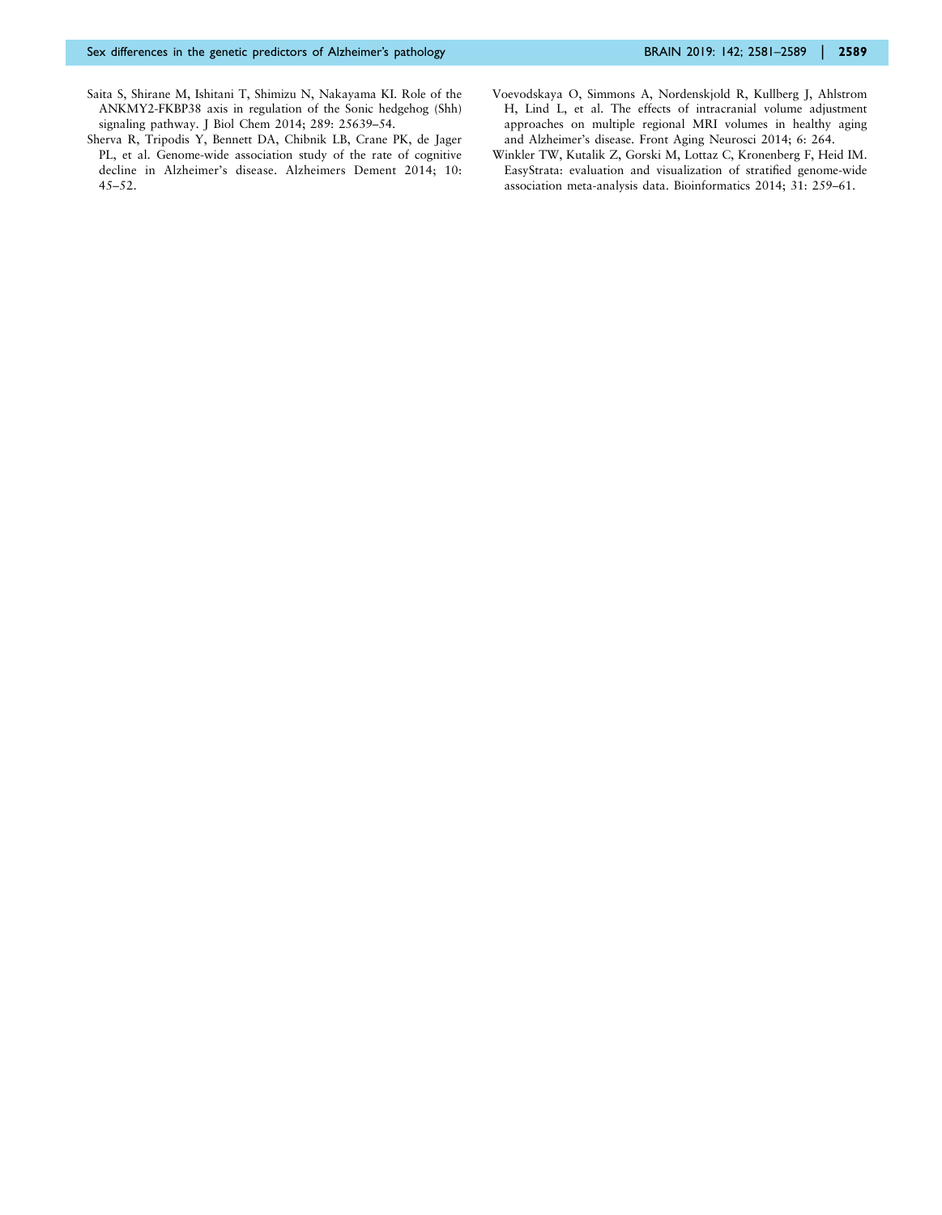Saita S, Shirane M, Ishitani T, Shimizu N, Nakayama KI. Role of the ANKMY2-FKBP38 axis in regulation of the Sonic hedgehog (Shh) signaling pathway. J Biol Chem 2014; 289: 25639–54.

Sherva R, Tripodis Y, Bennett DA, Chibnik LB, Crane PK, de Jager PL, et al. Genome-wide association study of the rate of cognitive decline in Alzheimer's disease. Alzheimers Dement 2014; 10: 45–52.

Voevodskaya O, Simmons A, Nordenskjold R, Kullberg J, Ahlstrom H, Lind L, et al. The effects of intracranial volume adjustment approaches on multiple regional MRI volumes in healthy aging and Alzheimer's disease. Front Aging Neurosci 2014; 6: 264.

Winkler TW, Kutalik Z, Gorski M, Lottaz C, Kronenberg F, Heid IM. EasyStrata: evaluation and visualization of stratified genome-wide association meta-analysis data. Bioinformatics 2014; 31: 259–61.